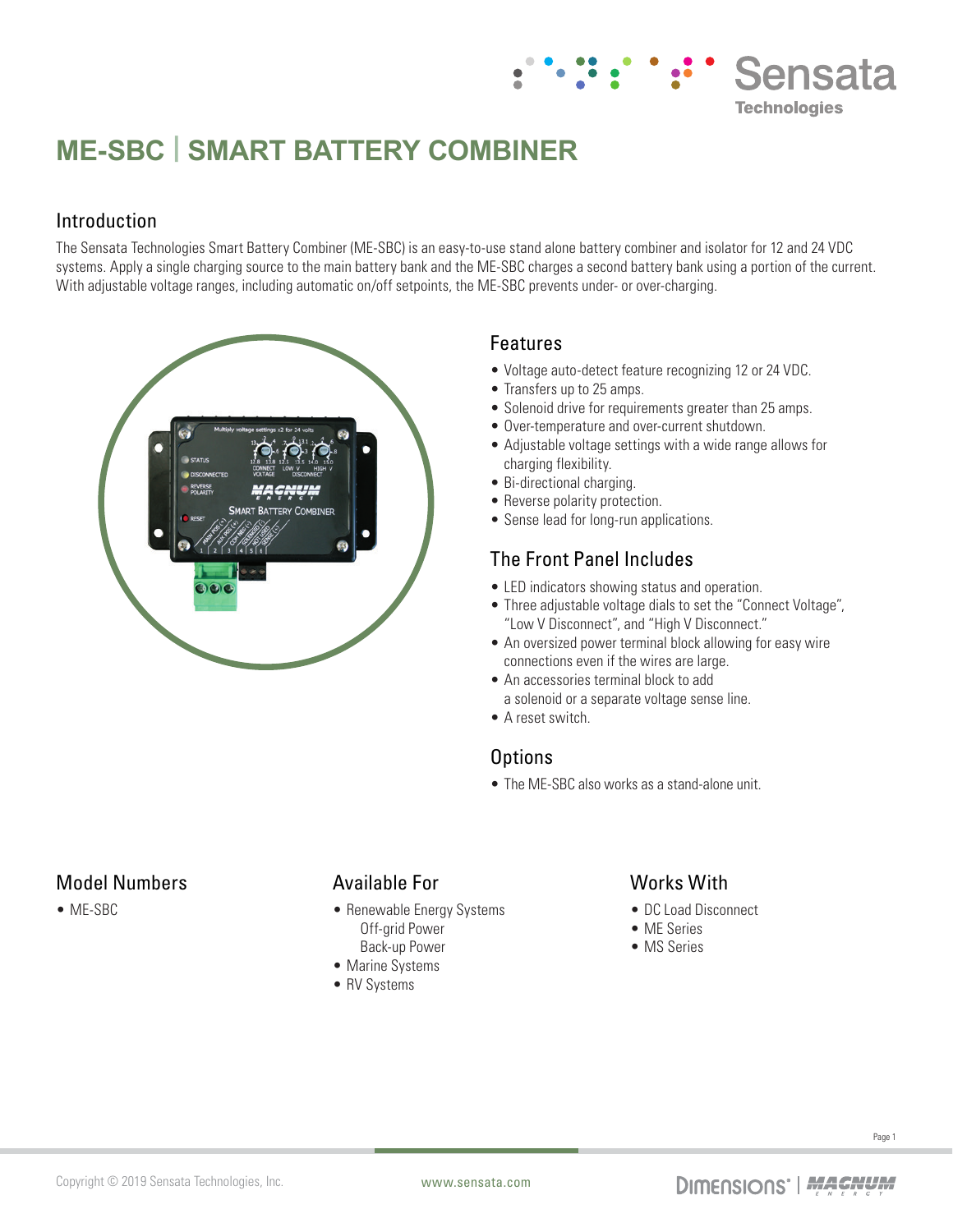# ME-SBC | SMART BATTERY COMBINER

## Introduction

The Sensata Technologies Smart Battery Combiner (ME-SBC) is an easy-to-use stand alone battery combiner and isolator for 12 and 24 VDC systems. Apply a single charging source to the main battery bank and the ME-SBC charges a second battery bank using a portion of the current. With adjustable voltage ranges, including automatic on/off setpoints, the ME-SBC prevents under- or over-charging.

## Features

- Voltage auto-detect feature recognizing 12 or 24 VDC.
- Transfers up to 25 amps.
- Solenoid drive for requirements greater than 25 amps.
- Over-temperature and over-current shutdown.
- Adjustable voltage settings with a wide range allows for charging flexibility.
- Bi-directional charging.
- Reverse polarity protection.
- Sense lead for long-run applications.

## The Front Panel Includes

- LED indicators showing status and operation.
- Three adjustable voltage dials to set the "Connect Voltage", "Low V Disconnect", and "High V Disconnect."
- An oversized power terminal block allowing for easy wire connections even if the wires are large.
- An accessories terminal block to add a solenoid or a separate voltage sense line.
- A reset switch.

## Options

- The ME-SBC also works as a stand-alone unit.

## Model Numbers

- ME-SBC

## Available For

- Renewable Energy Systems
  - Off-grid Power
  - Back-up Power
- Marine Systems
- RV Systems

## Works With

- DC Load Disconnect
- ME Series
- MS Series

Copyright © 2019 Sensata Technologies, Inc.

www.sensata.com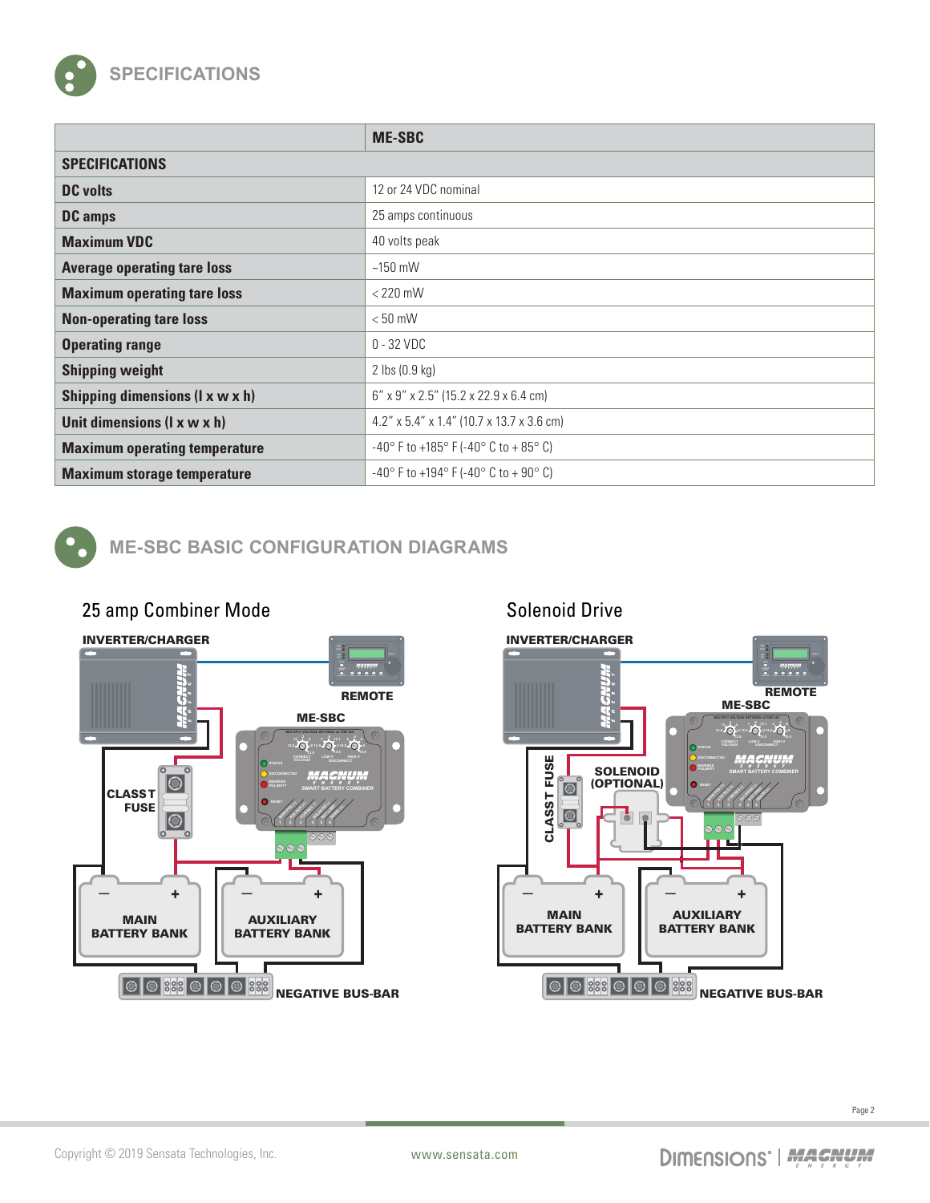## SPECIFICATIONS

| | ME-SBC |
|---|---|
| **SPECIFICATIONS** | |
| **DC volts** | 12 or 24 VDC nominal |
| **DC amps** | 25 amps continuous |
| **Maximum VDC** | 40 volts peak |
| **Average operating tare loss** | ~150 mW |
| **Maximum operating tare loss** | < 220 mW |
| **Non-operating tare loss** | < 50 mW |
| **Operating range** | 0 - 32 VDC |
| **Shipping weight** | 2 lbs (0.9 kg) |
| **Shipping dimensions (l x w x h)** | 6" x 9" x 2.5" (15.2 x 22.9 x 6.4 cm) |
| **Unit dimensions (l x w x h)** | 4.2" x 5.4" x 1.4" (10.7 x 13.7 x 3.6 cm) |
| **Maximum operating temperature** | -40° F to +185° F (-40° C to + 85° C) |
| **Maximum storage temperature** | -40° F to +194° F (-40° C to + 90° C) |

## ME-SBC BASIC CONFIGURATION DIAGRAMS

### 25 amp Combiner Mode

INVERTER/CHARGER · REMOTE · ME-SBC · CLASS T FUSE · MAIN BATTERY BANK · AUXILIARY BATTERY BANK · NEGATIVE BUS-BAR

### Solenoid Drive

INVERTER/CHARGER · REMOTE · ME-SBC · CLASS T FUSE · SOLENOID (OPTIONAL) · MAIN BATTERY BANK · AUXILIARY BATTERY BANK · NEGATIVE BUS-BAR

Copyright © 2019 Sensata Technologies, Inc. www.sensata.com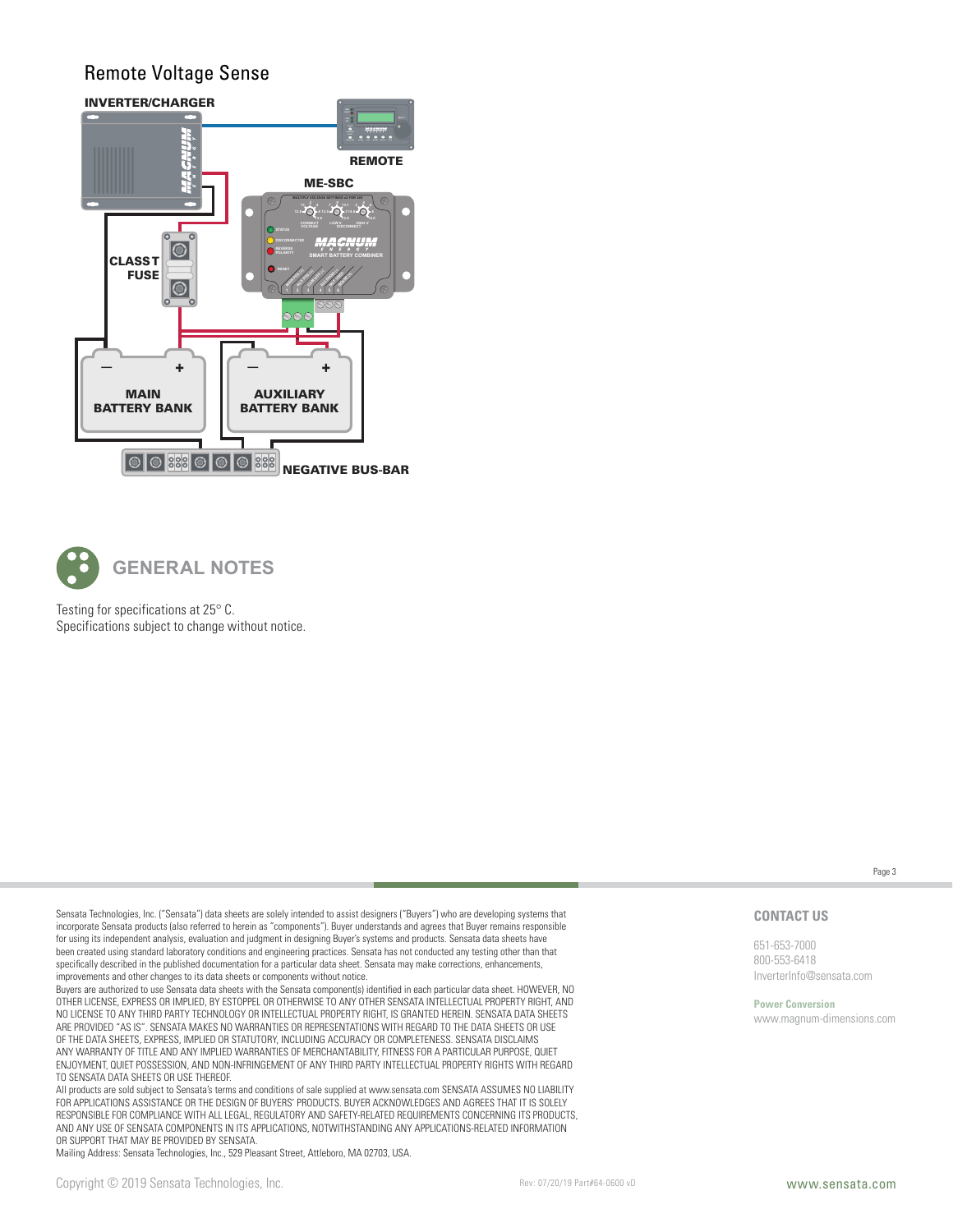## Remote Voltage Sense

INVERTER/CHARGER

REMOTE

ME-SBC

CLASS T FUSE

MAIN BATTERY BANK

AUXILIARY BATTERY BANK

NEGATIVE BUS-BAR

## GENERAL NOTES

Testing for specifications at 25° C.
Specifications subject to change without notice.

Sensata Technologies, Inc. ("Sensata") data sheets are solely intended to assist designers ("Buyers") who are developing systems that incorporate Sensata products (also referred to herein as "components"). Buyer understands and agrees that Buyer remains responsible for using its independent analysis, evaluation and judgment in designing Buyer's systems and products. Sensata data sheets have been created using standard laboratory conditions and engineering practices. Sensata has not conducted any testing other than that specifically described in the published documentation for a particular data sheet. Sensata may make corrections, enhancements, improvements and other changes to its data sheets or components without notice.

Buyers are authorized to use Sensata data sheets with the Sensata component(s) identified in each particular data sheet. HOWEVER, NO OTHER LICENSE, EXPRESS OR IMPLIED, BY ESTOPPEL OR OTHERWISE TO ANY OTHER SENSATA INTELLECTUAL PROPERTY RIGHT, AND NO LICENSE TO ANY THIRD PARTY TECHNOLOGY OR INTELLECTUAL PROPERTY RIGHT, IS GRANTED HEREIN. SENSATA DATA SHEETS ARE PROVIDED "AS IS". SENSATA MAKES NO WARRANTIES OR REPRESENTATIONS WITH REGARD TO THE DATA SHEETS OR USE OF THE DATA SHEETS, EXPRESS, IMPLIED OR STATUTORY, INCLUDING ACCURACY OR COMPLETENESS. SENSATA DISCLAIMS ANY WARRANTY OF TITLE AND ANY IMPLIED WARRANTIES OF MERCHANTABILITY, FITNESS FOR A PARTICULAR PURPOSE, QUIET ENJOYMENT, QUIET POSSESSION, AND NON-INFRINGEMENT OF ANY THIRD PARTY INTELLECTUAL PROPERTY RIGHTS WITH REGARD TO SENSATA DATA SHEETS OR USE THEREOF.

All products are sold subject to Sensata's terms and conditions of sale supplied at www.sensata.com SENSATA ASSUMES NO LIABILITY FOR APPLICATIONS ASSISTANCE OR THE DESIGN OF BUYERS' PRODUCTS. BUYER ACKNOWLEDGES AND AGREES THAT IT IS SOLELY RESPONSIBLE FOR COMPLIANCE WITH ALL LEGAL, REGULATORY AND SAFETY-RELATED REQUIREMENTS CONCERNING ITS PRODUCTS, AND ANY USE OF SENSATA COMPONENTS IN ITS APPLICATIONS, NOTWITHSTANDING ANY APPLICATIONS-RELATED INFORMATION OR SUPPORT THAT MAY BE PROVIDED BY SENSATA.

Mailing Address: Sensata Technologies, Inc., 529 Pleasant Street, Attleboro, MA 02703, USA.

### CONTACT US

651-653-7000
800-553-6418
InverterInfo@sensata.com

**Power Conversion**
www.magnum-dimensions.com

Copyright © 2019 Sensata Technologies, Inc.

Rev: 07/20/19 Part#64-0600 vD

www.sensata.com